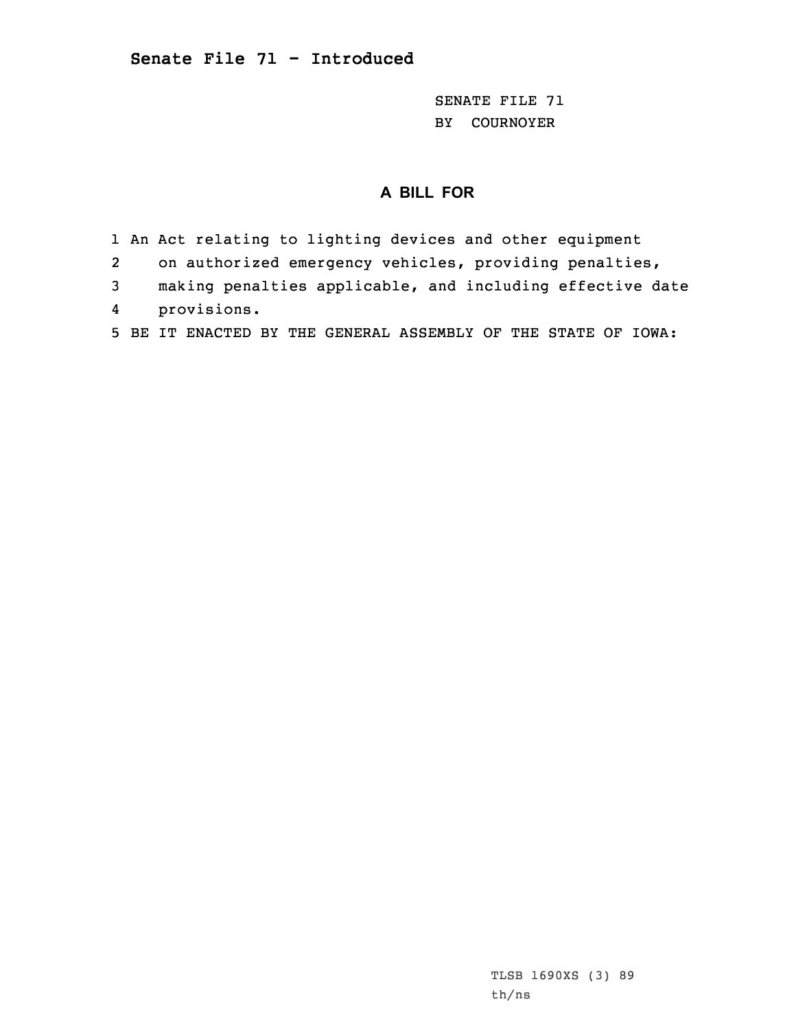## Senate File 71 - Introduced

SENATE FILE 71
BY COURNOYER

### A BILL FOR

1 An Act relating to lighting devices and other equipment
2 on authorized emergency vehicles, providing penalties,
3 making penalties applicable, and including effective date
4 provisions.
5 BE IT ENACTED BY THE GENERAL ASSEMBLY OF THE STATE OF IOWA:

TLSB 1690XS (3) 89
th/ns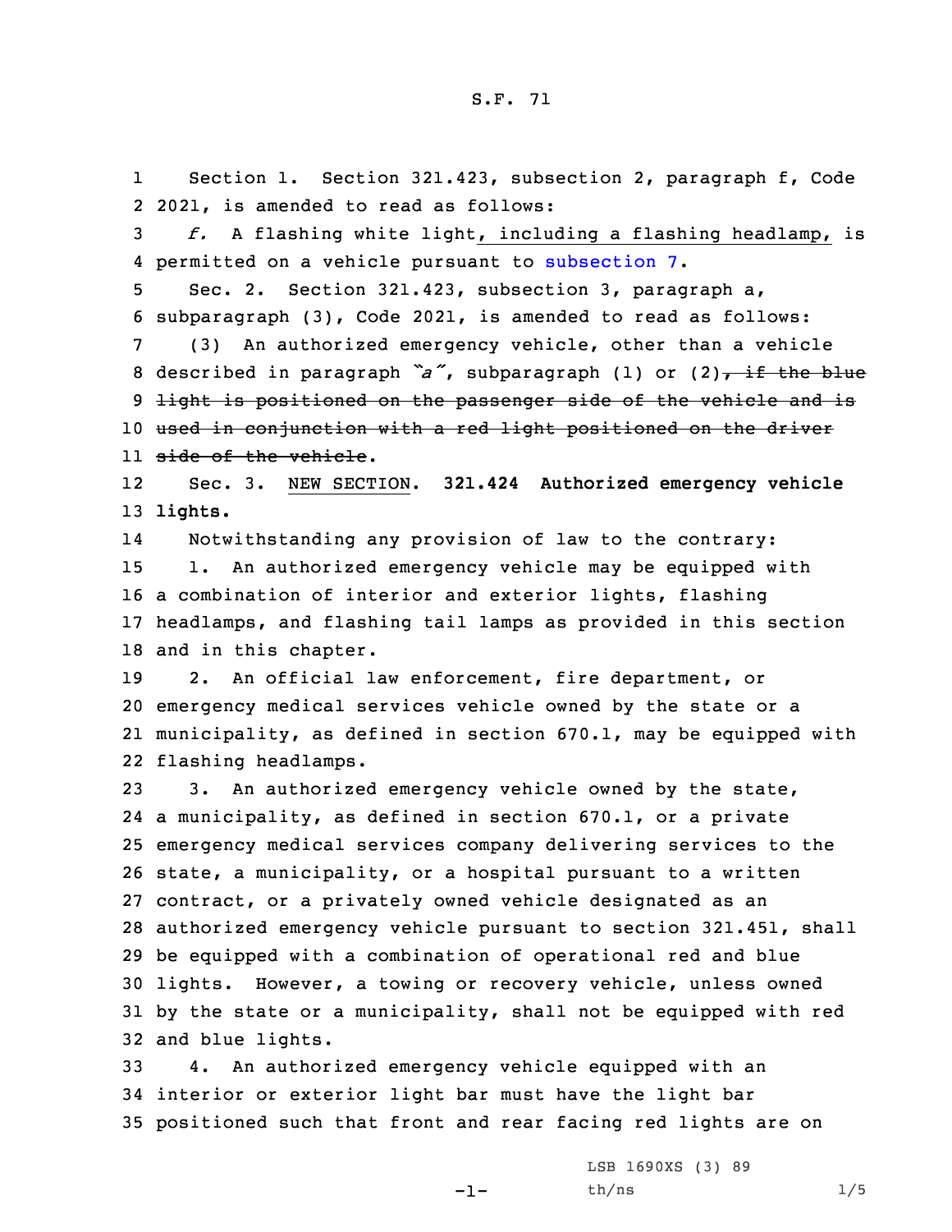S.F. 71

Section 1. Section 321.423, subsection 2, paragraph f, Code 2021, is amended to read as follows:

*f.* A flashing white light, including a flashing headlamp, is permitted on a vehicle pursuant to subsection 7.

Sec. 2. Section 321.423, subsection 3, paragraph a, subparagraph (3), Code 2021, is amended to read as follows:

(3) An authorized emergency vehicle, other than a vehicle described in paragraph *"a"*, subparagraph (1) or (2)~~, if the blue light is positioned on the passenger side of the vehicle and is used in conjunction with a red light positioned on the driver side of the vehicle~~.

Sec. 3. NEW SECTION. **321.424 Authorized emergency vehicle lights.**

Notwithstanding any provision of law to the contrary:

1. An authorized emergency vehicle may be equipped with a combination of interior and exterior lights, flashing headlamps, and flashing tail lamps as provided in this section and in this chapter.

2. An official law enforcement, fire department, or emergency medical services vehicle owned by the state or a municipality, as defined in section 670.1, may be equipped with flashing headlamps.

3. An authorized emergency vehicle owned by the state, a municipality, as defined in section 670.1, or a private emergency medical services company delivering services to the state, a municipality, or a hospital pursuant to a written contract, or a privately owned vehicle designated as an authorized emergency vehicle pursuant to section 321.451, shall be equipped with a combination of operational red and blue lights. However, a towing or recovery vehicle, unless owned by the state or a municipality, shall not be equipped with red and blue lights.

4. An authorized emergency vehicle equipped with an interior or exterior light bar must have the light bar positioned such that front and rear facing red lights are on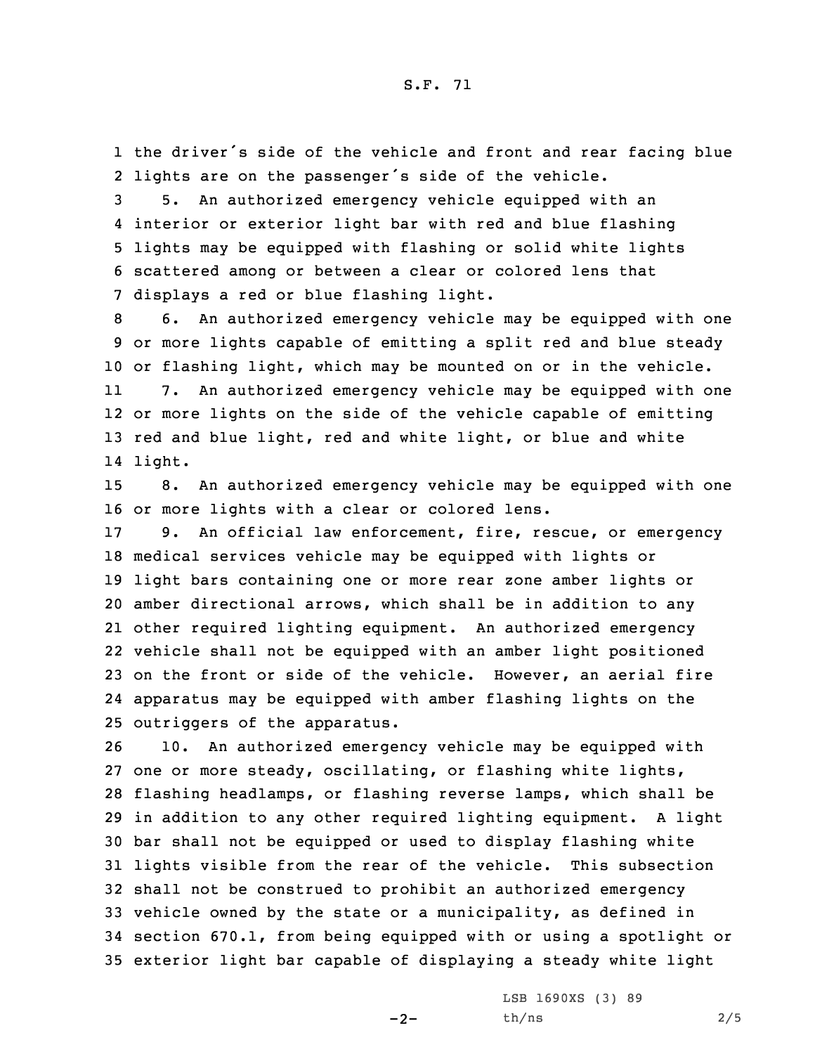the driver's side of the vehicle and front and rear facing blue lights are on the passenger's side of the vehicle.

5. An authorized emergency vehicle equipped with an interior or exterior light bar with red and blue flashing lights may be equipped with flashing or solid white lights scattered among or between a clear or colored lens that displays a red or blue flashing light.

6. An authorized emergency vehicle may be equipped with one or more lights capable of emitting a split red and blue steady or flashing light, which may be mounted on or in the vehicle.

7. An authorized emergency vehicle may be equipped with one or more lights on the side of the vehicle capable of emitting red and blue light, red and white light, or blue and white light.

8. An authorized emergency vehicle may be equipped with one or more lights with a clear or colored lens.

9. An official law enforcement, fire, rescue, or emergency medical services vehicle may be equipped with lights or light bars containing one or more rear zone amber lights or amber directional arrows, which shall be in addition to any other required lighting equipment. An authorized emergency vehicle shall not be equipped with an amber light positioned on the front or side of the vehicle. However, an aerial fire apparatus may be equipped with amber flashing lights on the outriggers of the apparatus.

10. An authorized emergency vehicle may be equipped with one or more steady, oscillating, or flashing white lights, flashing headlamps, or flashing reverse lamps, which shall be in addition to any other required lighting equipment. A light bar shall not be equipped or used to display flashing white lights visible from the rear of the vehicle. This subsection shall not be construed to prohibit an authorized emergency vehicle owned by the state or a municipality, as defined in section 670.1, from being equipped with or using a spotlight or exterior light bar capable of displaying a steady white light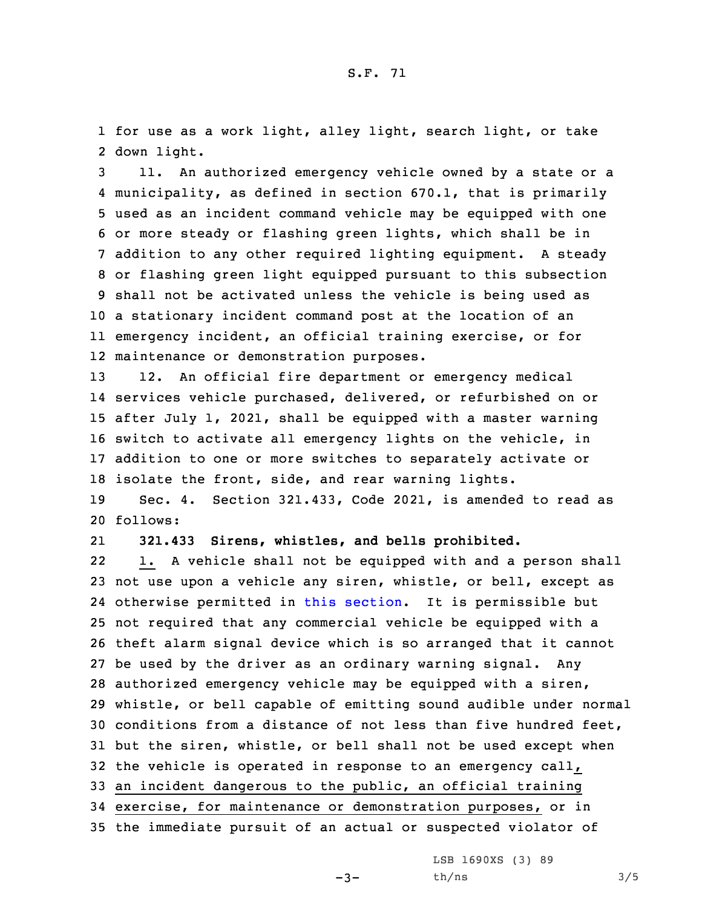for use as a work light, alley light, search light, or take down light.

11. An authorized emergency vehicle owned by a state or a municipality, as defined in section 670.1, that is primarily used as an incident command vehicle may be equipped with one or more steady or flashing green lights, which shall be in addition to any other required lighting equipment. A steady or flashing green light equipped pursuant to this subsection shall not be activated unless the vehicle is being used as a stationary incident command post at the location of an emergency incident, an official training exercise, or for maintenance or demonstration purposes.

12. An official fire department or emergency medical services vehicle purchased, delivered, or refurbished on or after July 1, 2021, shall be equipped with a master warning switch to activate all emergency lights on the vehicle, in addition to one or more switches to separately activate or isolate the front, side, and rear warning lights.

Sec. 4. Section 321.433, Code 2021, is amended to read as follows:

**321.433 Sirens, whistles, and bells prohibited.**

1. A vehicle shall not be equipped with and a person shall not use upon a vehicle any siren, whistle, or bell, except as otherwise permitted in this section. It is permissible but not required that any commercial vehicle be equipped with a theft alarm signal device which is so arranged that it cannot be used by the driver as an ordinary warning signal. Any authorized emergency vehicle may be equipped with a siren, whistle, or bell capable of emitting sound audible under normal conditions from a distance of not less than five hundred feet, but the siren, whistle, or bell shall not be used except when the vehicle is operated in response to an emergency call, an incident dangerous to the public, an official training exercise, for maintenance or demonstration purposes, or in the immediate pursuit of an actual or suspected violator of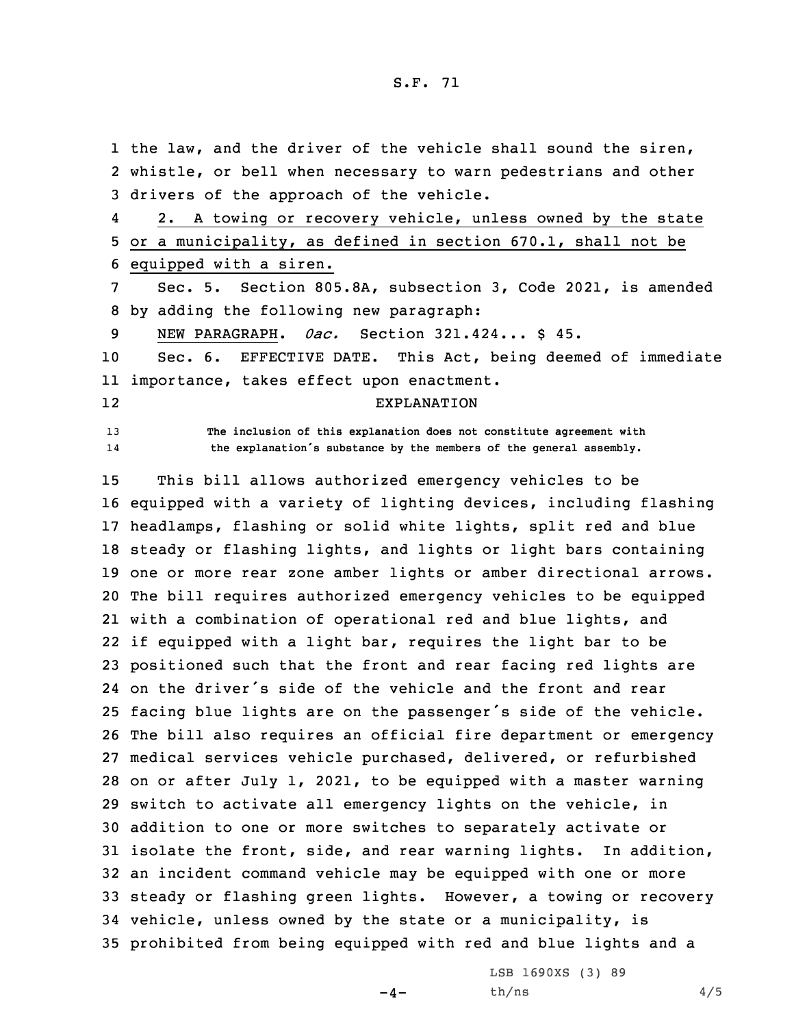the law, and the driver of the vehicle shall sound the siren, whistle, or bell when necessary to warn pedestrians and other drivers of the approach of the vehicle.

2. A towing or recovery vehicle, unless owned by the state or a municipality, as defined in section 670.1, shall not be equipped with a siren.

Sec. 5. Section 805.8A, subsection 3, Code 2021, is amended by adding the following new paragraph:

NEW PARAGRAPH. *0ac.* Section 321.424... $ 45.

Sec. 6. EFFECTIVE DATE. This Act, being deemed of immediate importance, takes effect upon enactment.

EXPLANATION

The inclusion of this explanation does not constitute agreement with the explanation's substance by the members of the general assembly.

This bill allows authorized emergency vehicles to be equipped with a variety of lighting devices, including flashing headlamps, flashing or solid white lights, split red and blue steady or flashing lights, and lights or light bars containing one or more rear zone amber lights or amber directional arrows. The bill requires authorized emergency vehicles to be equipped with a combination of operational red and blue lights, and if equipped with a light bar, requires the light bar to be positioned such that the front and rear facing red lights are on the driver's side of the vehicle and the front and rear facing blue lights are on the passenger's side of the vehicle. The bill also requires an official fire department or emergency medical services vehicle purchased, delivered, or refurbished on or after July 1, 2021, to be equipped with a master warning switch to activate all emergency lights on the vehicle, in addition to one or more switches to separately activate or isolate the front, side, and rear warning lights. In addition, an incident command vehicle may be equipped with one or more steady or flashing green lights. However, a towing or recovery vehicle, unless owned by the state or a municipality, is prohibited from being equipped with red and blue lights and a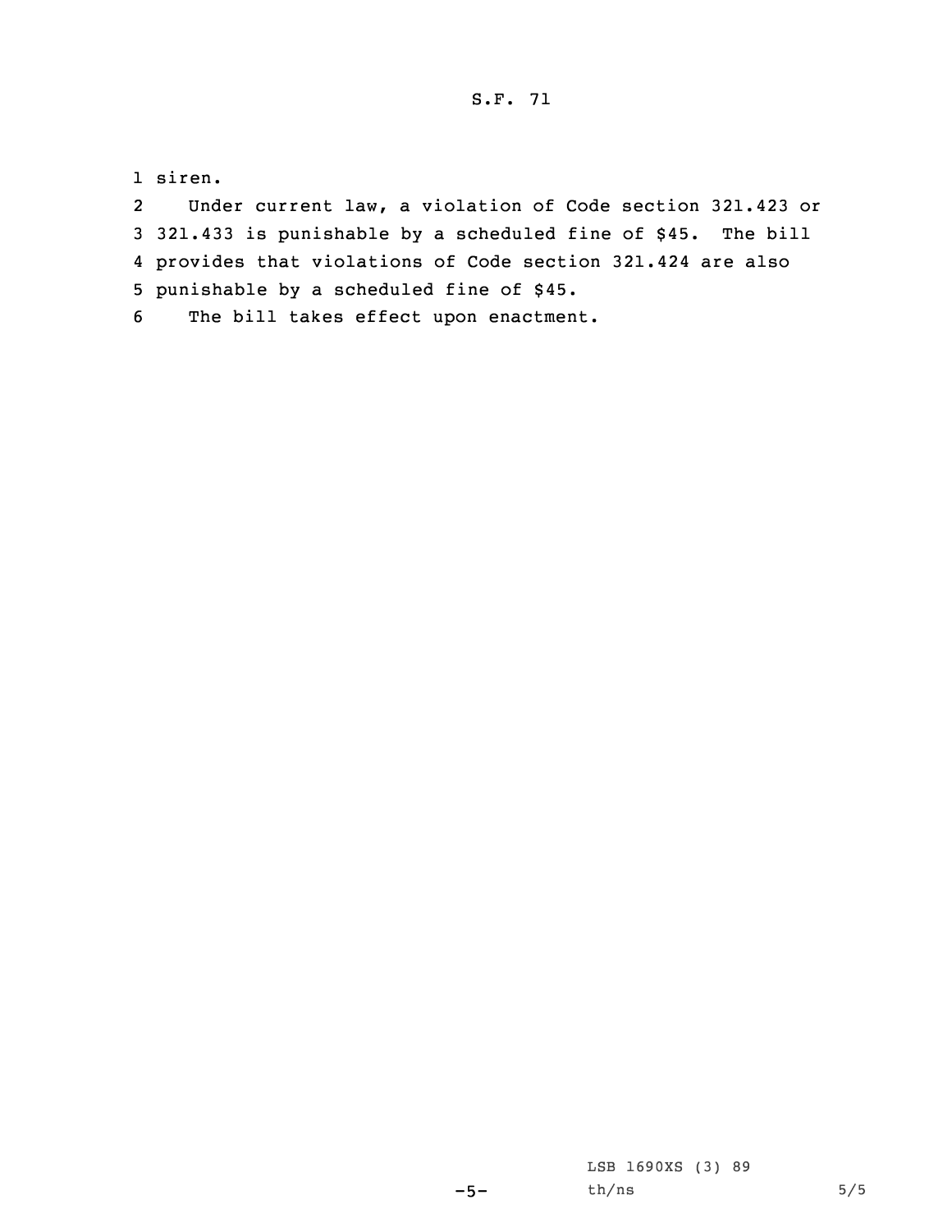siren.

Under current law, a violation of Code section 321.423 or 321.433 is punishable by a scheduled fine of $45. The bill provides that violations of Code section 321.424 are also punishable by a scheduled fine of $45.

The bill takes effect upon enactment.